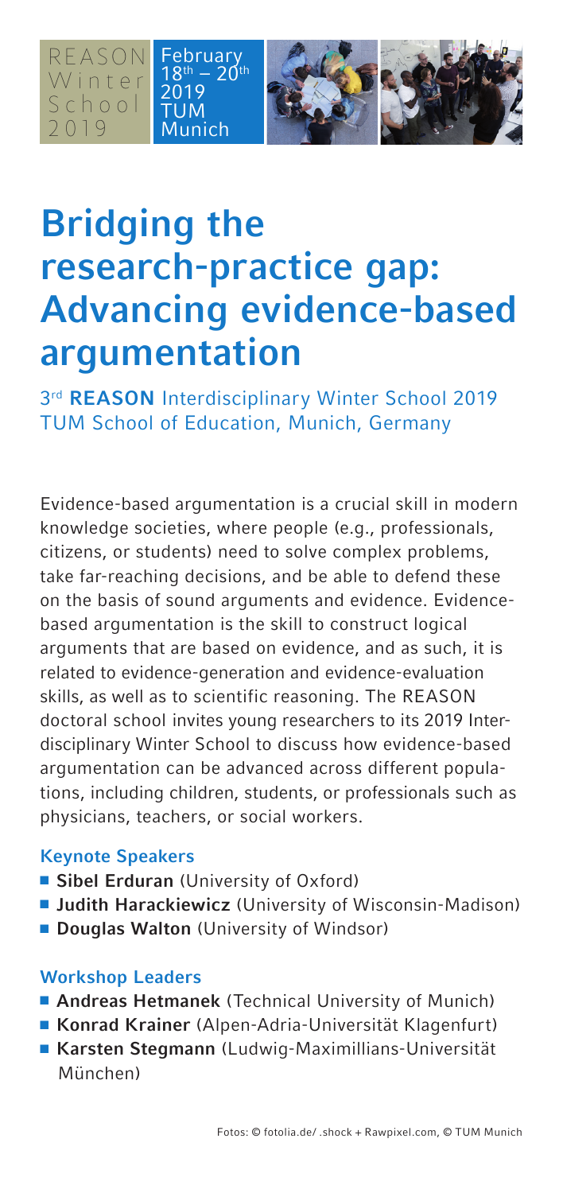REASON Winter School 2019

February 18th – 20th 2019 TUM Munich

# Bridging the research-practice gap: Advancing evidence-based argumentation

3rd **REASON** Interdisciplinary Winter School 2019
TUM School of Education, Munich, Germany

Evidence-based argumentation is a crucial skill in modern knowledge societies, where people (e.g., professionals, citizens, or students) need to solve complex problems, take far-reaching decisions, and be able to defend these on the basis of sound arguments and evidence. Evidence-based argumentation is the skill to construct logical arguments that are based on evidence, and as such, it is related to evidence-generation and evidence-evaluation skills, as well as to scientific reasoning. The REASON doctoral school invites young researchers to its 2019 Interdisciplinary Winter School to discuss how evidence-based argumentation can be advanced across different populations, including children, students, or professionals such as physicians, teachers, or social workers.

### Keynote Speakers

- **Sibel Erduran** (University of Oxford)
- **Judith Harackiewicz** (University of Wisconsin-Madison)
- **Douglas Walton** (University of Windsor)

### Workshop Leaders

- **Andreas Hetmanek** (Technical University of Munich)
- **Konrad Krainer** (Alpen-Adria-Universität Klagenfurt)
- **Karsten Stegmann** (Ludwig-Maximillians-Universität München)

Fotos: © fotolia.de/ .shock + Rawpixel.com, © TUM Munich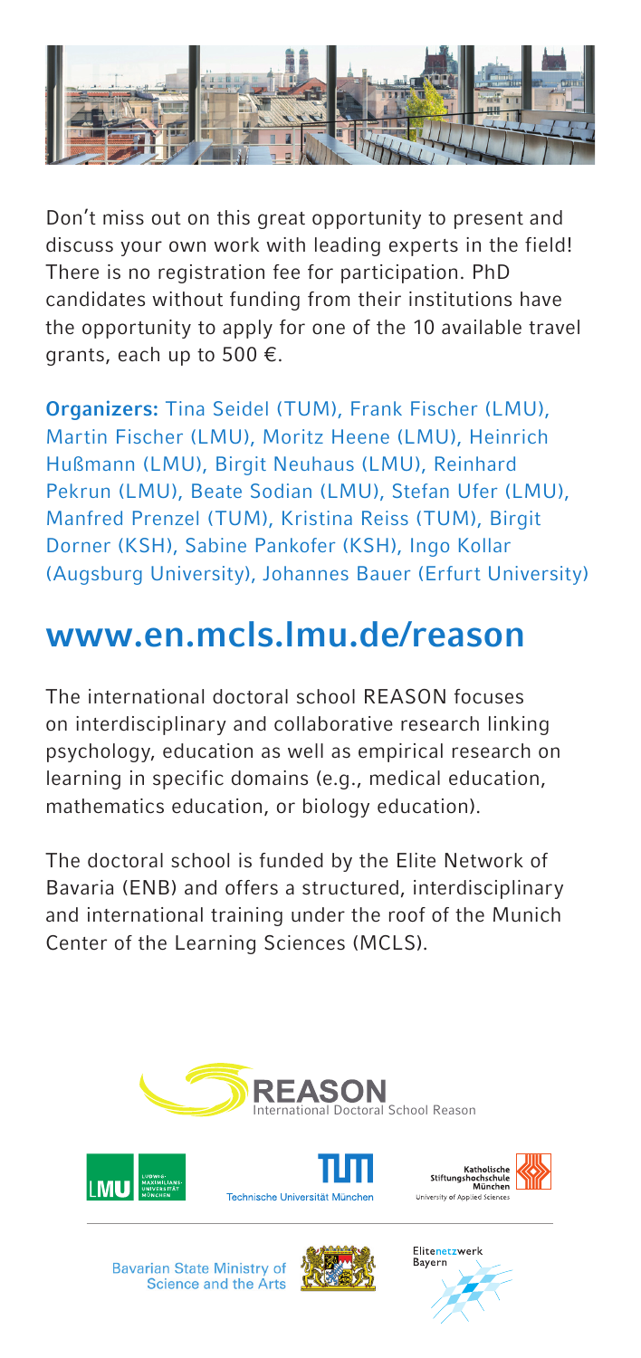Don't miss out on this great opportunity to present and discuss your own work with leading experts in the field! There is no registration fee for participation. PhD candidates without funding from their institutions have the opportunity to apply for one of the 10 available travel grants, each up to 500 €.

**Organizers:** Tina Seidel (TUM), Frank Fischer (LMU), Martin Fischer (LMU), Moritz Heene (LMU), Heinrich Hußmann (LMU), Birgit Neuhaus (LMU), Reinhard Pekrun (LMU), Beate Sodian (LMU), Stefan Ufer (LMU), Manfred Prenzel (TUM), Kristina Reiss (TUM), Birgit Dorner (KSH), Sabine Pankofer (KSH), Ingo Kollar (Augsburg University), Johannes Bauer (Erfurt University)

## www.en.mcls.lmu.de/reason

The international doctoral school REASON focuses on interdisciplinary and collaborative research linking psychology, education as well as empirical research on learning in specific domains (e.g., medical education, mathematics education, or biology education).

The doctoral school is funded by the Elite Network of Bavaria (ENB) and offers a structured, interdisciplinary and international training under the roof of the Munich Center of the Learning Sciences (MCLS).

REASON
International Doctoral School Reason

LMU Ludwig-Maximilians-Universität München

Technische Universität München

Katholische Stiftungshochschule München
University of Applied Sciences

Bavarian State Ministry of Science and the Arts

Elitenetzwerk Bayern